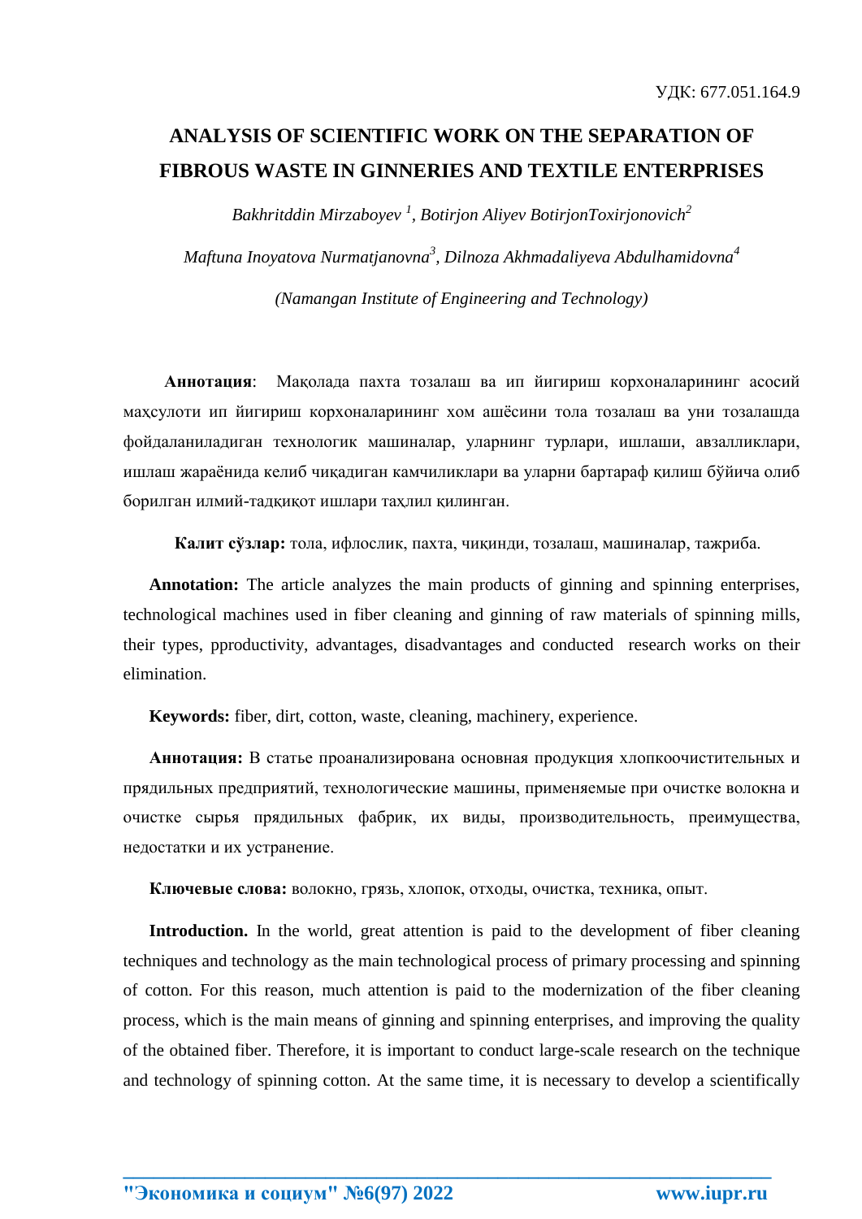УДК: 677.051.164.9

# ANALYSIS OF SCIENTIFIC WORK ON THE SEPARATION OF FIBROUS WASTE IN GINNERIES AND TEXTILE ENTERPRISES

*Bakhritddin Mirzaboyev [1], Botirjon Aliyev BotirjonToxirjonovich[2]*

*Maftuna Inoyatova Nurmatjanovna[3], Dilnoza Akhmadaliyeva Abdulhamidovna[4]*

*(Namangan Institute of Engineering and Technology)*

**Аннотация**: Мақолада пахта тозалаш ва ип йигириш корхоналарининг асосий маҳсулоти ип йигириш корхоналарининг хом ашёсини тола тозалаш ва уни тозалашда фойдаланиладиган технологик машиналар, уларнинг турлари, ишлаши, авзалликлари, ишлаш жараёнида келиб чиқадиган камчиликлари ва уларни бартараф қилиш бўйича олиб борилган илмий-тадқиқот ишлари таҳлил қилинган.

**Калит сўзлар:** тола, ифлослик, пахта, чиқинди, тозалаш, машиналар, тажриба.

**Annotation:** The article analyzes the main products of ginning and spinning enterprises, technological machines used in fiber cleaning and ginning of raw materials of spinning mills, their types, pproductivity, advantages, disadvantages and conducted research works on their elimination.

**Keywords:** fiber, dirt, cotton, waste, cleaning, machinery, experience.

**Аннотация:** В статье проанализирована основная продукция хлопкоочистительных и прядильных предприятий, технологические машины, применяемые при очистке волокна и очистке сырья прядильных фабрик, их виды, производительность, преимущества, недостатки и их устранение.

**Ключевые слова:** волокно, грязь, хлопок, отходы, очистка, техника, опыт.

**Introduction.** In the world, great attention is paid to the development of fiber cleaning techniques and technology as the main technological process of primary processing and spinning of cotton. For this reason, much attention is paid to the modernization of the fiber cleaning process, which is the main means of ginning and spinning enterprises, and improving the quality of the obtained fiber. Therefore, it is important to conduct large-scale research on the technique and technology of spinning cotton. At the same time, it is necessary to develop a scientifically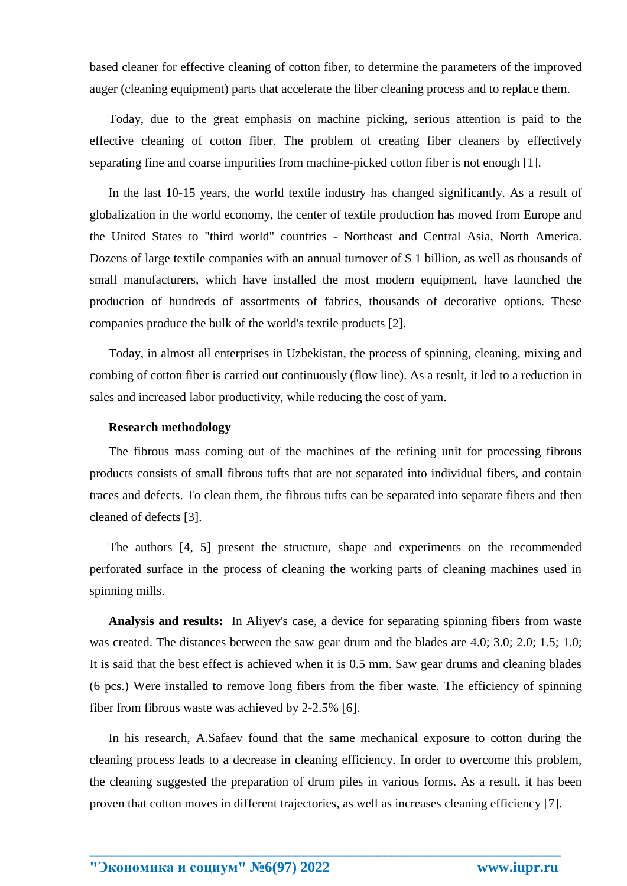based cleaner for effective cleaning of cotton fiber, to determine the parameters of the improved auger (cleaning equipment) parts that accelerate the fiber cleaning process and to replace them.

Today, due to the great emphasis on machine picking, serious attention is paid to the effective cleaning of cotton fiber. The problem of creating fiber cleaners by effectively separating fine and coarse impurities from machine-picked cotton fiber is not enough [1].

In the last 10-15 years, the world textile industry has changed significantly. As a result of globalization in the world economy, the center of textile production has moved from Europe and the United States to "third world" countries - Northeast and Central Asia, North America. Dozens of large textile companies with an annual turnover of $ 1 billion, as well as thousands of small manufacturers, which have installed the most modern equipment, have launched the production of hundreds of assortments of fabrics, thousands of decorative options. These companies produce the bulk of the world's textile products [2].

Today, in almost all enterprises in Uzbekistan, the process of spinning, cleaning, mixing and combing of cotton fiber is carried out continuously (flow line). As a result, it led to a reduction in sales and increased labor productivity, while reducing the cost of yarn.

**Research methodology**

The fibrous mass coming out of the machines of the refining unit for processing fibrous products consists of small fibrous tufts that are not separated into individual fibers, and contain traces and defects. To clean them, the fibrous tufts can be separated into separate fibers and then cleaned of defects [3].

The authors [4, 5] present the structure, shape and experiments on the recommended perforated surface in the process of cleaning the working parts of cleaning machines used in spinning mills.

**Analysis and results:** In Aliyev's case, a device for separating spinning fibers from waste was created. The distances between the saw gear drum and the blades are 4.0; 3.0; 2.0; 1.5; 1.0; It is said that the best effect is achieved when it is 0.5 mm. Saw gear drums and cleaning blades (6 pcs.) Were installed to remove long fibers from the fiber waste. The efficiency of spinning fiber from fibrous waste was achieved by 2-2.5% [6].

In his research, A.Safaev found that the same mechanical exposure to cotton during the cleaning process leads to a decrease in cleaning efficiency. In order to overcome this problem, the cleaning suggested the preparation of drum piles in various forms. As a result, it has been proven that cotton moves in different trajectories, as well as increases cleaning efficiency [7].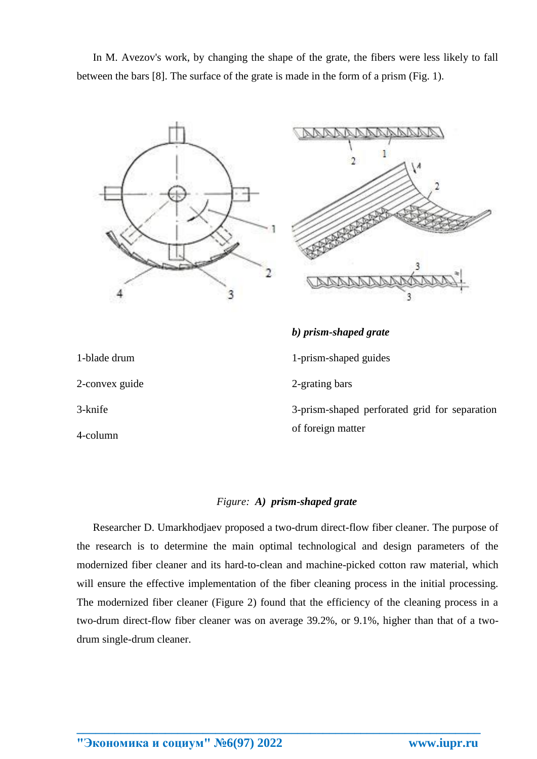In M. Avezov's work, by changing the shape of the grate, the fibers were less likely to fall between the bars [8]. The surface of the grate is made in the form of a prism (Fig. 1).

1-blade drum

2-convex guide

3-knife

4-column

***b) prism-shaped grate***

1-prism-shaped guides

2-grating bars

3-prism-shaped perforated grid for separation of foreign matter

*Figure:* ***A) prism-shaped grate***

Researcher D. Umarkhodjaev proposed a two-drum direct-flow fiber cleaner. The purpose of the research is to determine the main optimal technological and design parameters of the modernized fiber cleaner and its hard-to-clean and machine-picked cotton raw material, which will ensure the effective implementation of the fiber cleaning process in the initial processing. The modernized fiber cleaner (Figure 2) found that the efficiency of the cleaning process in a two-drum direct-flow fiber cleaner was on average 39.2%, or 9.1%, higher than that of a two-drum single-drum cleaner.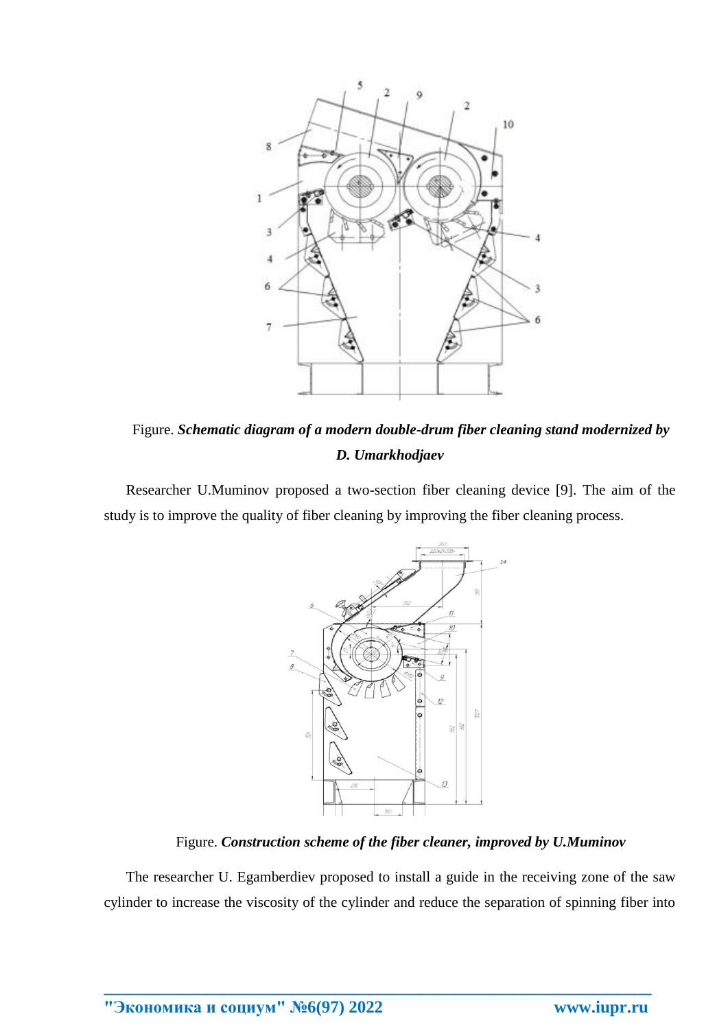Figure. ***Schematic diagram of a modern double-drum fiber cleaning stand modernized by D. Umarkhodjaev***

Researcher U.Muminov proposed a two-section fiber cleaning device [9]. The aim of the study is to improve the quality of fiber cleaning by improving the fiber cleaning process.

Figure. ***Construction scheme of the fiber cleaner, improved by U.Muminov***

The researcher U. Egamberdiev proposed to install a guide in the receiving zone of the saw cylinder to increase the viscosity of the cylinder and reduce the separation of spinning fiber into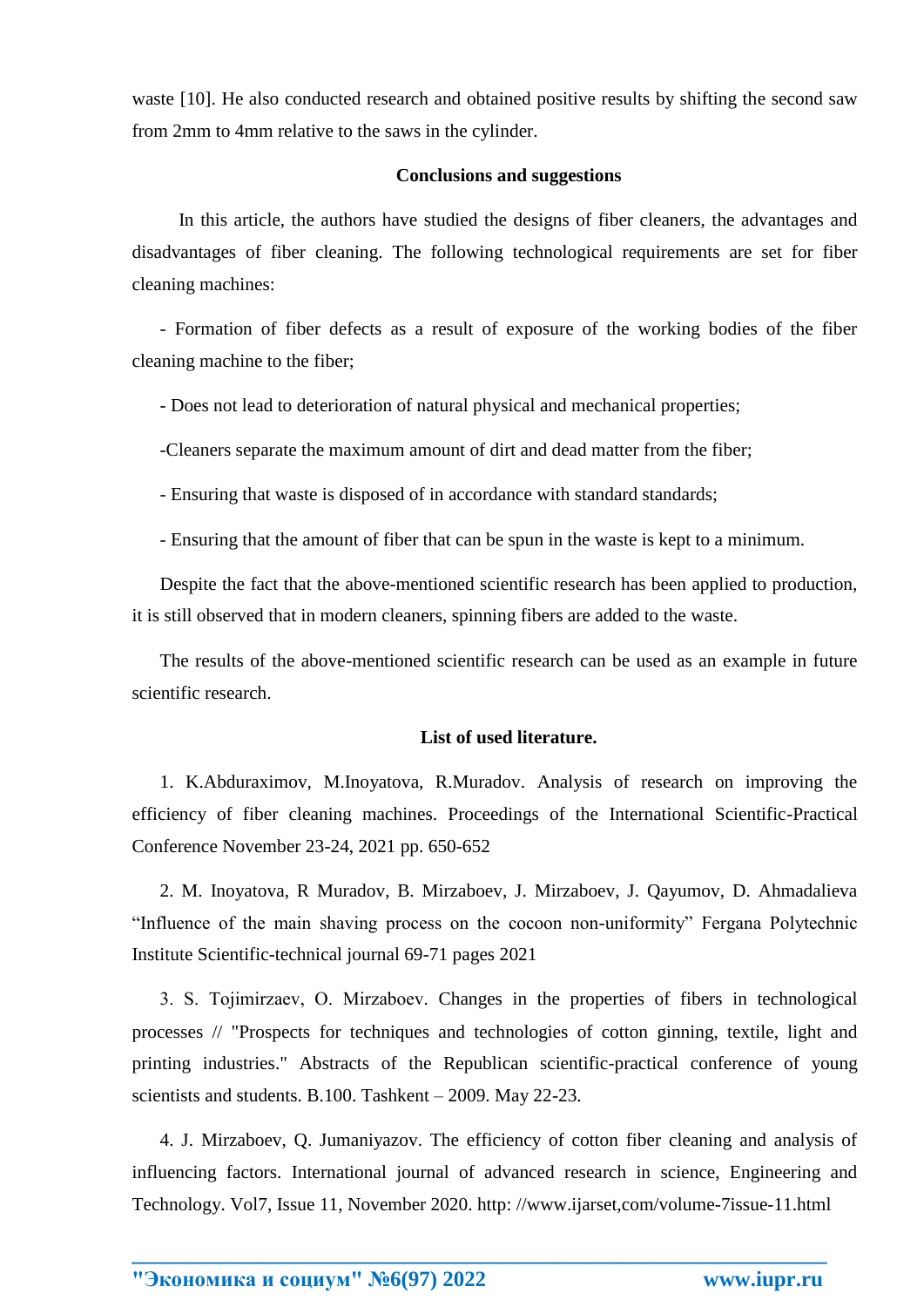waste [10]. He also conducted research and obtained positive results by shifting the second saw from 2mm to 4mm relative to the saws in the cylinder.

## Conclusions and suggestions

In this article, the authors have studied the designs of fiber cleaners, the advantages and disadvantages of fiber cleaning. The following technological requirements are set for fiber cleaning machines:

- Formation of fiber defects as a result of exposure of the working bodies of the fiber cleaning machine to the fiber;
- Does not lead to deterioration of natural physical and mechanical properties;
- Cleaners separate the maximum amount of dirt and dead matter from the fiber;
- Ensuring that waste is disposed of in accordance with standard standards;
- Ensuring that the amount of fiber that can be spun in the waste is kept to a minimum.

Despite the fact that the above-mentioned scientific research has been applied to production, it is still observed that in modern cleaners, spinning fibers are added to the waste.

The results of the above-mentioned scientific research can be used as an example in future scientific research.

## List of used literature.

1. K.Abduraximov, M.Inoyatova, R.Muradov. Analysis of research on improving the efficiency of fiber cleaning machines. Proceedings of the International Scientific-Practical Conference November 23-24, 2021 pp. 650-652

2. M. Inoyatova, R Muradov, B. Mirzaboev, J. Mirzaboev, J. Qayumov, D. Ahmadalieva "Influence of the main shaving process on the cocoon non-uniformity" Fergana Polytechnic Institute Scientific-technical journal 69-71 pages 2021

3. S. Tojimirzaev, O. Mirzaboev. Changes in the properties of fibers in technological processes // "Prospects for techniques and technologies of cotton ginning, textile, light and printing industries." Abstracts of the Republican scientific-practical conference of young scientists and students. B.100. Tashkent – 2009. May 22-23.

4. J. Mirzaboev, Q. Jumaniyazov. The efficiency of cotton fiber cleaning and analysis of influencing factors. International journal of advanced research in science, Engineering and Technology. Vol7, Issue 11, November 2020. http: //www.ijarset,com/volume-7issue-11.html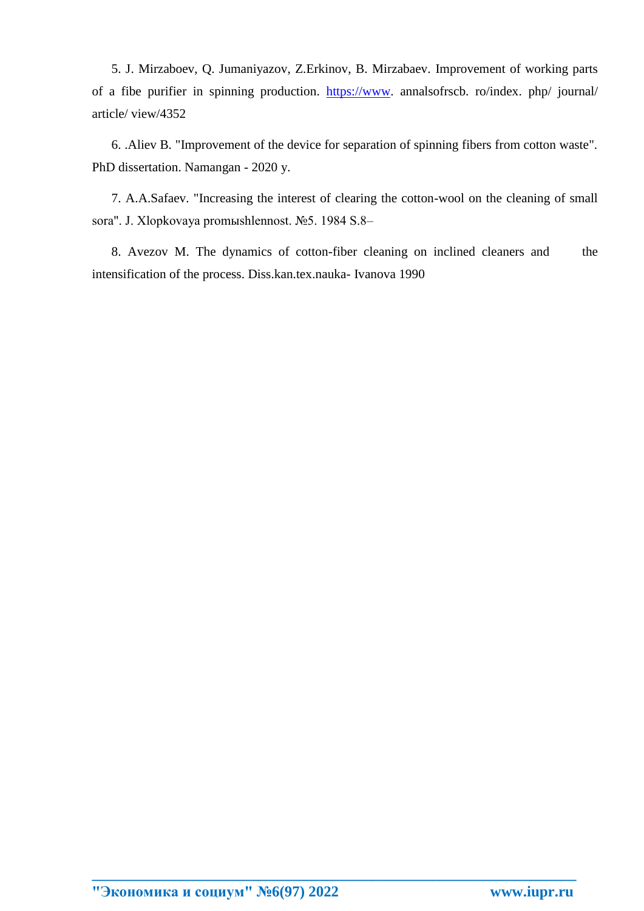5. J. Mirzaboev, Q. Jumaniyazov, Z.Erkinov, B. Mirzabaev. Improvement of working parts of a fibe purifier in spinning production. https://www. annalsofrscb. ro/index. php/ journal/ article/ view/4352

6. .Aliev B. "Improvement of the device for separation of spinning fibers from cotton waste". PhD dissertation. Namangan - 2020 y.

7. A.A.Safaev. "Increasing the interest of clearing the cotton-wool on the cleaning of small sora". J. Xlopkovaya promыshlennost. №5. 1984 S.8–

8. Avezov M. The dynamics of cotton-fiber cleaning on inclined cleaners and the intensification of the process. Diss.kan.tex.nauka- Ivanova 1990